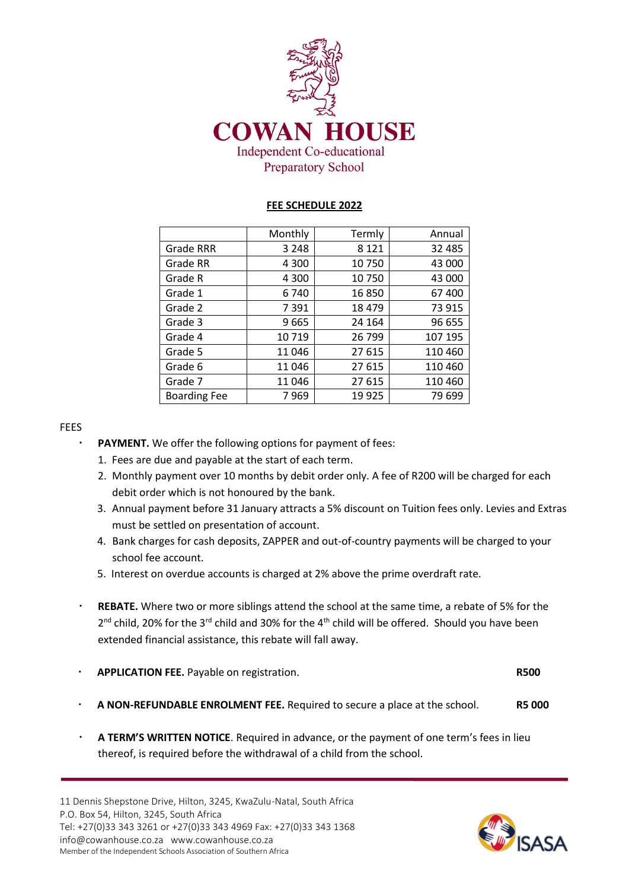# COWAN HOUSE

Independent Co-educational Preparatory School

## FEE SCHEDULE 2022

| | Monthly | Termly | Annual |
|---|---|---|---|
| Grade RRR | 3 248 | 8 121 | 32 485 |
| Grade RR | 4 300 | 10 750 | 43 000 |
| Grade R | 4 300 | 10 750 | 43 000 |
| Grade 1 | 6 740 | 16 850 | 67 400 |
| Grade 2 | 7 391 | 18 479 | 73 915 |
| Grade 3 | 9 665 | 24 164 | 96 655 |
| Grade 4 | 10 719 | 26 799 | 107 195 |
| Grade 5 | 11 046 | 27 615 | 110 460 |
| Grade 6 | 11 046 | 27 615 | 110 460 |
| Grade 7 | 11 046 | 27 615 | 110 460 |
| Boarding Fee | 7 969 | 19 925 | 79 699 |

FEES

- **PAYMENT.** We offer the following options for payment of fees:
  1. Fees are due and payable at the start of each term.
  2. Monthly payment over 10 months by debit order only. A fee of R200 will be charged for each debit order which is not honoured by the bank.
  3. Annual payment before 31 January attracts a 5% discount on Tuition fees only. Levies and Extras must be settled on presentation of account.
  4. Bank charges for cash deposits, ZAPPER and out-of-country payments will be charged to your school fee account.
  5. Interest on overdue accounts is charged at 2% above the prime overdraft rate.

- **REBATE.** Where two or more siblings attend the school at the same time, a rebate of 5% for the 2nd child, 20% for the 3rd child and 30% for the 4th child will be offered. Should you have been extended financial assistance, this rebate will fall away.

- **APPLICATION FEE.** Payable on registration. **R500**

- **A NON-REFUNDABLE ENROLMENT FEE.** Required to secure a place at the school. **R5 000**

- **A TERM'S WRITTEN NOTICE**. Required in advance, or the payment of one term's fees in lieu thereof, is required before the withdrawal of a child from the school.

11 Dennis Shepstone Drive, Hilton, 3245, KwaZulu-Natal, South Africa
P.O. Box 54, Hilton, 3245, South Africa
Tel: +27(0)33 343 3261 or +27(0)33 343 4969 Fax: +27(0)33 343 1368
info@cowanhouse.co.za www.cowanhouse.co.za
Member of the Independent Schools Association of Southern Africa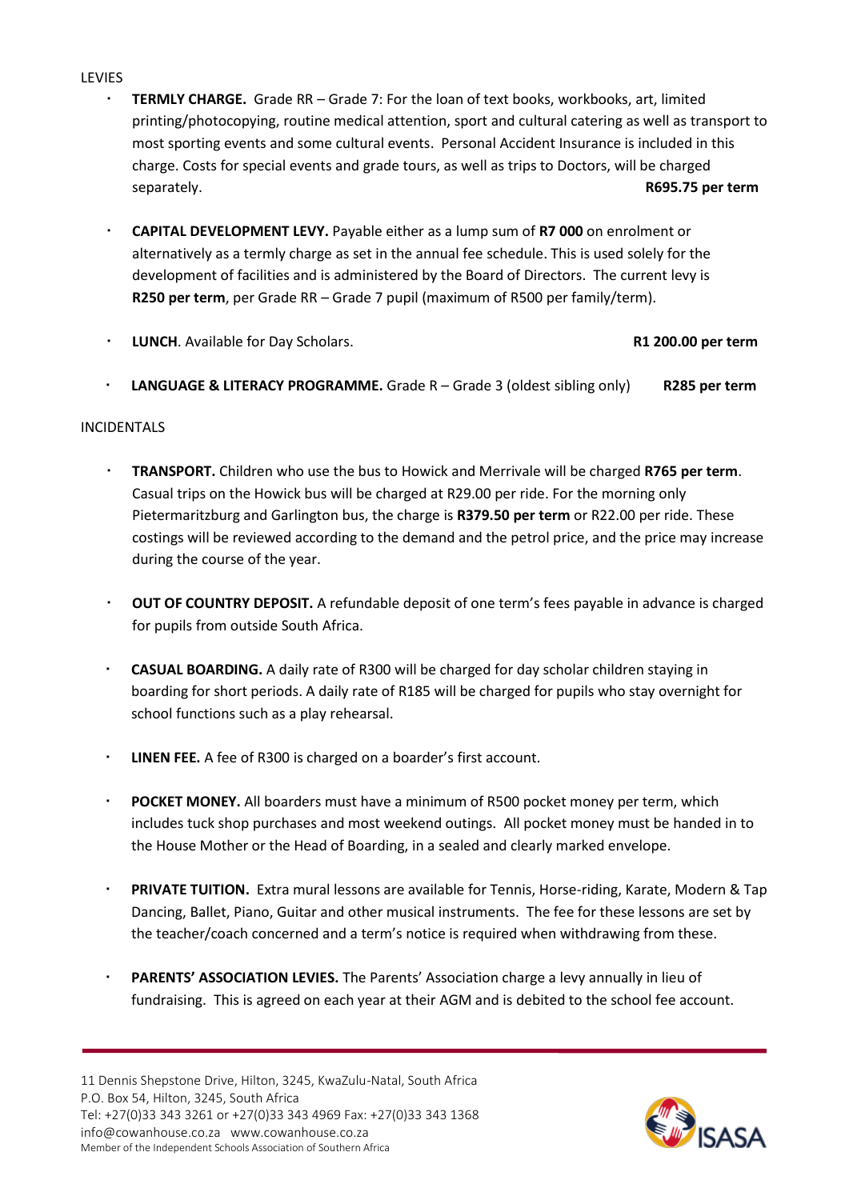LEVIES

- **TERMLY CHARGE.** Grade RR – Grade 7: For the loan of text books, workbooks, art, limited printing/photocopying, routine medical attention, sport and cultural catering as well as transport to most sporting events and some cultural events. Personal Accident Insurance is included in this charge. Costs for special events and grade tours, as well as trips to Doctors, will be charged separately. **R695.75 per term**

- **CAPITAL DEVELOPMENT LEVY.** Payable either as a lump sum of **R7 000** on enrolment or alternatively as a termly charge as set in the annual fee schedule. This is used solely for the development of facilities and is administered by the Board of Directors. The current levy is **R250 per term**, per Grade RR – Grade 7 pupil (maximum of R500 per family/term).

- **LUNCH**. Available for Day Scholars. **R1 200.00 per term**

- **LANGUAGE & LITERACY PROGRAMME.** Grade R – Grade 3 (oldest sibling only) **R285 per term**

INCIDENTALS

- **TRANSPORT.** Children who use the bus to Howick and Merrivale will be charged **R765 per term**. Casual trips on the Howick bus will be charged at R29.00 per ride. For the morning only Pietermaritzburg and Garlington bus, the charge is **R379.50 per term** or R22.00 per ride. These costings will be reviewed according to the demand and the petrol price, and the price may increase during the course of the year.

- **OUT OF COUNTRY DEPOSIT.** A refundable deposit of one term's fees payable in advance is charged for pupils from outside South Africa.

- **CASUAL BOARDING.** A daily rate of R300 will be charged for day scholar children staying in boarding for short periods. A daily rate of R185 will be charged for pupils who stay overnight for school functions such as a play rehearsal.

- **LINEN FEE.** A fee of R300 is charged on a boarder's first account.

- **POCKET MONEY.** All boarders must have a minimum of R500 pocket money per term, which includes tuck shop purchases and most weekend outings. All pocket money must be handed in to the House Mother or the Head of Boarding, in a sealed and clearly marked envelope.

- **PRIVATE TUITION.** Extra mural lessons are available for Tennis, Horse-riding, Karate, Modern & Tap Dancing, Ballet, Piano, Guitar and other musical instruments. The fee for these lessons are set by the teacher/coach concerned and a term's notice is required when withdrawing from these.

- **PARENTS' ASSOCIATION LEVIES.** The Parents' Association charge a levy annually in lieu of fundraising. This is agreed on each year at their AGM and is debited to the school fee account.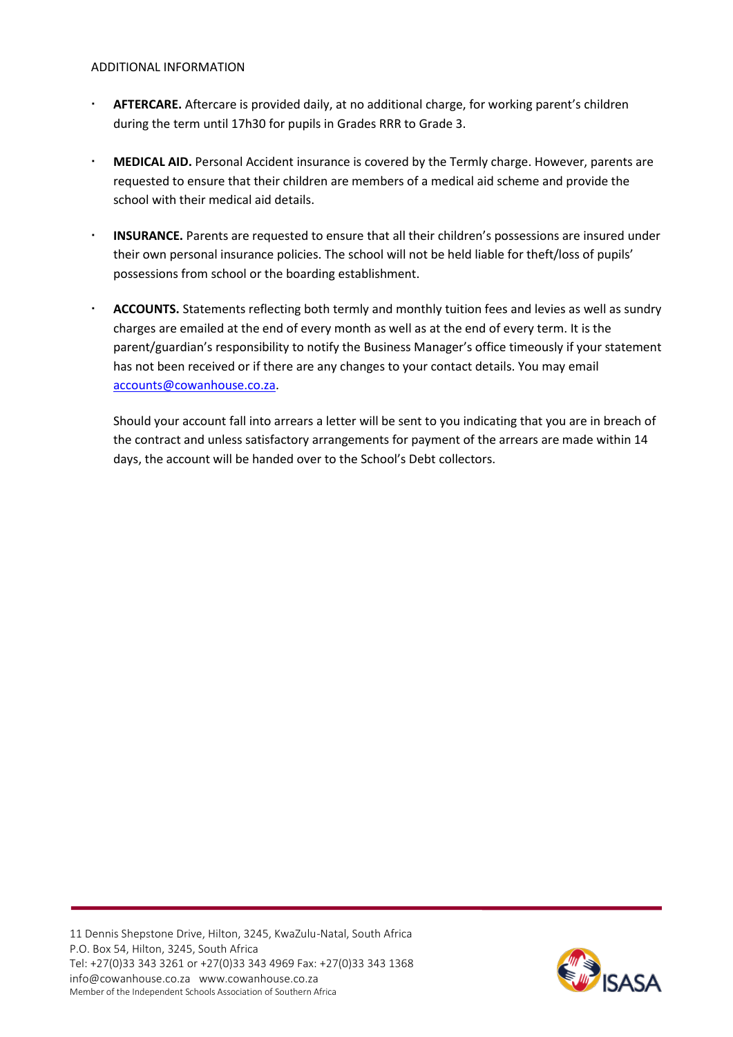ADDITIONAL INFORMATION

- **AFTERCARE.** Aftercare is provided daily, at no additional charge, for working parent's children during the term until 17h30 for pupils in Grades RRR to Grade 3.

- **MEDICAL AID.** Personal Accident insurance is covered by the Termly charge. However, parents are requested to ensure that their children are members of a medical aid scheme and provide the school with their medical aid details.

- **INSURANCE.** Parents are requested to ensure that all their children's possessions are insured under their own personal insurance policies. The school will not be held liable for theft/loss of pupils' possessions from school or the boarding establishment.

- **ACCOUNTS.** Statements reflecting both termly and monthly tuition fees and levies as well as sundry charges are emailed at the end of every month as well as at the end of every term. It is the parent/guardian's responsibility to notify the Business Manager's office timeously if your statement has not been received or if there are any changes to your contact details. You may email accounts@cowanhouse.co.za.

  Should your account fall into arrears a letter will be sent to you indicating that you are in breach of the contract and unless satisfactory arrangements for payment of the arrears are made within 14 days, the account will be handed over to the School's Debt collectors.